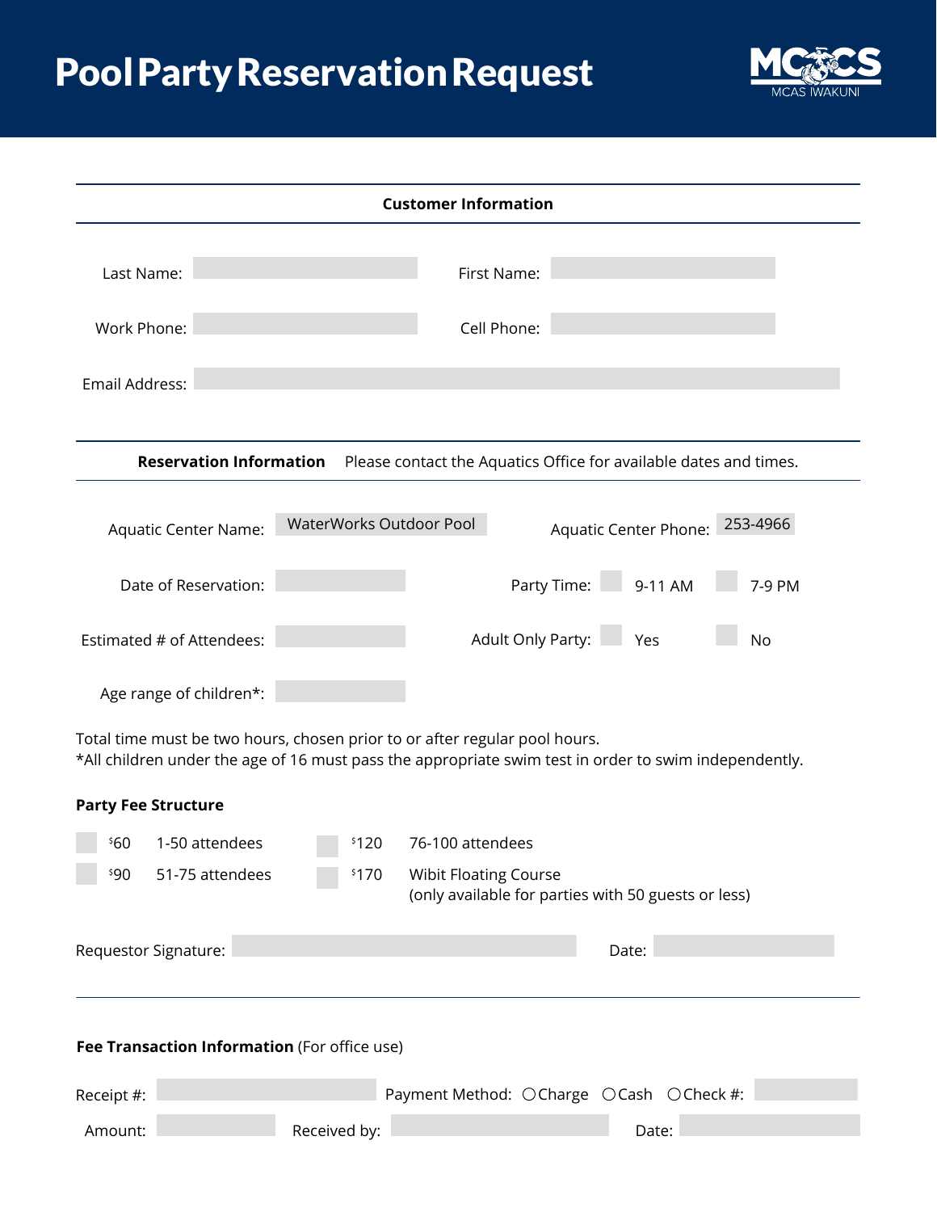# Pool Party Reservation Request

MCCS MCAS IWAKUNI

## Customer Information

Last Name: ____________ First Name: ____________

Work Phone: ____________ Cell Phone: ____________

Email Address: ____________

## Reservation Information

Please contact the Aquatics Office for available dates and times.

Aquatic Center Name: WaterWorks Outdoor Pool

Aquatic Center Phone: 253-4966

Date of Reservation: ____________

Party Time: ☐ 9-11 AM ☐ 7-9 PM

Estimated # of Attendees: ____________

Adult Only Party: ☐ Yes ☐ No

Age range of children*: ____________

Total time must be two hours, chosen prior to or after regular pool hours.
*All children under the age of 16 must pass the appropriate swim test in order to swim independently.

### Party Fee Structure

- ☐ $60 1-50 attendees
- ☐ $90 51-75 attendees
- ☐ $120 76-100 attendees
- ☐ $170 Wibit Floating Course (only available for parties with 50 guests or less)

Requestor Signature: ____________ Date: ____________

**Fee Transaction Information** (For office use)

Receipt #: ____________ Payment Method: ○ Charge ○ Cash ○ Check #: ____________

Amount: ____________ Received by: ____________ Date: ____________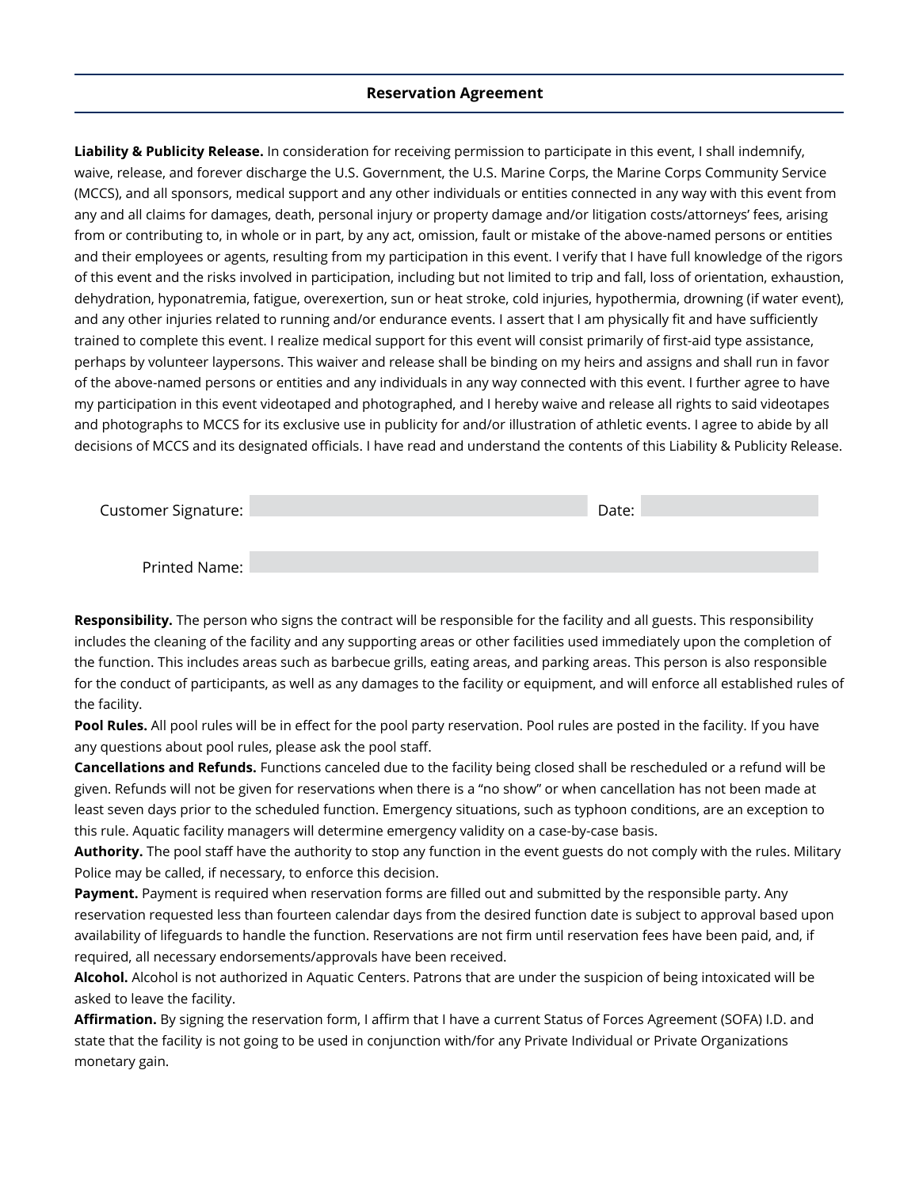## Reservation Agreement

**Liability & Publicity Release.** In consideration for receiving permission to participate in this event, I shall indemnify, waive, release, and forever discharge the U.S. Government, the U.S. Marine Corps, the Marine Corps Community Service (MCCS), and all sponsors, medical support and any other individuals or entities connected in any way with this event from any and all claims for damages, death, personal injury or property damage and/or litigation costs/attorneys' fees, arising from or contributing to, in whole or in part, by any act, omission, fault or mistake of the above-named persons or entities and their employees or agents, resulting from my participation in this event. I verify that I have full knowledge of the rigors of this event and the risks involved in participation, including but not limited to trip and fall, loss of orientation, exhaustion, dehydration, hyponatremia, fatigue, overexertion, sun or heat stroke, cold injuries, hypothermia, drowning (if water event), and any other injuries related to running and/or endurance events. I assert that I am physically fit and have sufficiently trained to complete this event. I realize medical support for this event will consist primarily of first-aid type assistance, perhaps by volunteer laypersons. This waiver and release shall be binding on my heirs and assigns and shall run in favor of the above-named persons or entities and any individuals in any way connected with this event. I further agree to have my participation in this event videotaped and photographed, and I hereby waive and release all rights to said videotapes and photographs to MCCS for its exclusive use in publicity for and/or illustration of athletic events. I agree to abide by all decisions of MCCS and its designated officials. I have read and understand the contents of this Liability & Publicity Release.

Customer Signature: ____________________ Date: __________

Printed Name: ____________________

**Responsibility.** The person who signs the contract will be responsible for the facility and all guests. This responsibility includes the cleaning of the facility and any supporting areas or other facilities used immediately upon the completion of the function. This includes areas such as barbecue grills, eating areas, and parking areas. This person is also responsible for the conduct of participants, as well as any damages to the facility or equipment, and will enforce all established rules of the facility.

**Pool Rules.** All pool rules will be in effect for the pool party reservation. Pool rules are posted in the facility. If you have any questions about pool rules, please ask the pool staff.

**Cancellations and Refunds.** Functions canceled due to the facility being closed shall be rescheduled or a refund will be given. Refunds will not be given for reservations when there is a "no show" or when cancellation has not been made at least seven days prior to the scheduled function. Emergency situations, such as typhoon conditions, are an exception to this rule. Aquatic facility managers will determine emergency validity on a case-by-case basis.

**Authority.** The pool staff have the authority to stop any function in the event guests do not comply with the rules. Military Police may be called, if necessary, to enforce this decision.

**Payment.** Payment is required when reservation forms are filled out and submitted by the responsible party. Any reservation requested less than fourteen calendar days from the desired function date is subject to approval based upon availability of lifeguards to handle the function. Reservations are not firm until reservation fees have been paid, and, if required, all necessary endorsements/approvals have been received.

**Alcohol.** Alcohol is not authorized in Aquatic Centers. Patrons that are under the suspicion of being intoxicated will be asked to leave the facility.

**Affirmation.** By signing the reservation form, I affirm that I have a current Status of Forces Agreement (SOFA) I.D. and state that the facility is not going to be used in conjunction with/for any Private Individual or Private Organizations monetary gain.